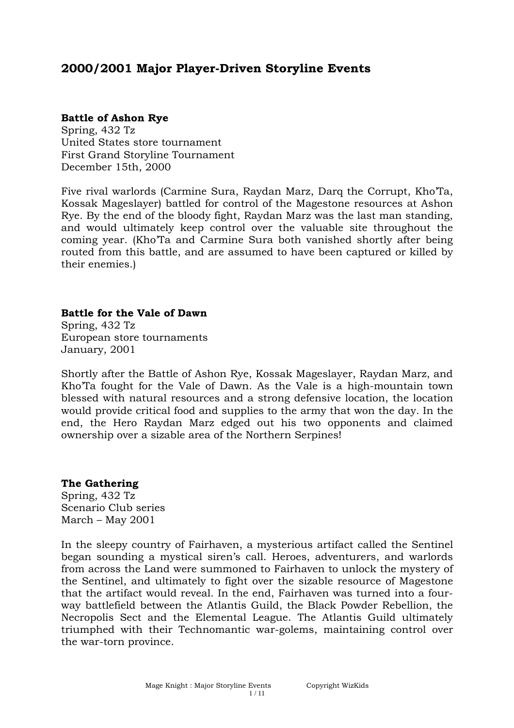# 2000/2001 Major Player-Driven Storyline Events

**Battle of Ashon Rye**
Spring, 432 Tz
United States store tournament
First Grand Storyline Tournament
December 15th, 2000

Five rival warlords (Carmine Sura, Raydan Marz, Darq the Corrupt, Kho'Ta, Kossak Mageslayer) battled for control of the Magestone resources at Ashon Rye. By the end of the bloody fight, Raydan Marz was the last man standing, and would ultimately keep control over the valuable site throughout the coming year. (Kho'Ta and Carmine Sura both vanished shortly after being routed from this battle, and are assumed to have been captured or killed by their enemies.)

**Battle for the Vale of Dawn**
Spring, 432 Tz
European store tournaments
January, 2001

Shortly after the Battle of Ashon Rye, Kossak Mageslayer, Raydan Marz, and Kho'Ta fought for the Vale of Dawn. As the Vale is a high-mountain town blessed with natural resources and a strong defensive location, the location would provide critical food and supplies to the army that won the day. In the end, the Hero Raydan Marz edged out his two opponents and claimed ownership over a sizable area of the Northern Serpines!

**The Gathering**
Spring, 432 Tz
Scenario Club series
March – May 2001

In the sleepy country of Fairhaven, a mysterious artifact called the Sentinel began sounding a mystical siren's call. Heroes, adventurers, and warlords from across the Land were summoned to Fairhaven to unlock the mystery of the Sentinel, and ultimately to fight over the sizable resource of Magestone that the artifact would reveal. In the end, Fairhaven was turned into a four-way battlefield between the Atlantis Guild, the Black Powder Rebellion, the Necropolis Sect and the Elemental League. The Atlantis Guild ultimately triumphed with their Technomantic war-golems, maintaining control over the war-torn province.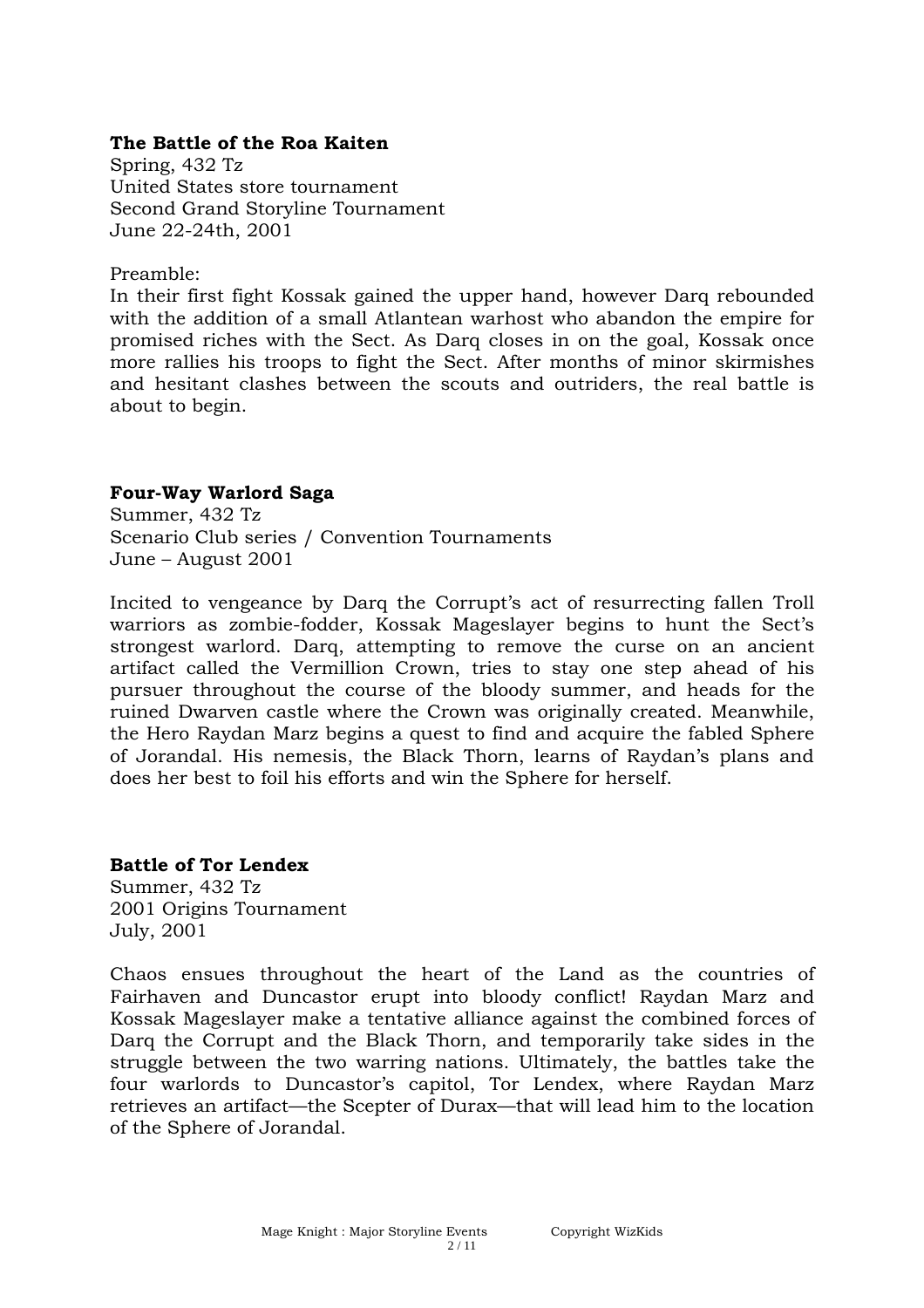**The Battle of the Roa Kaiten**
Spring, 432 Tz
United States store tournament
Second Grand Storyline Tournament
June 22-24th, 2001

Preamble:
In their first fight Kossak gained the upper hand, however Darq rebounded with the addition of a small Atlantean warhost who abandon the empire for promised riches with the Sect. As Darq closes in on the goal, Kossak once more rallies his troops to fight the Sect. After months of minor skirmishes and hesitant clashes between the scouts and outriders, the real battle is about to begin.

**Four-Way Warlord Saga**
Summer, 432 Tz
Scenario Club series / Convention Tournaments
June – August 2001

Incited to vengeance by Darq the Corrupt's act of resurrecting fallen Troll warriors as zombie-fodder, Kossak Mageslayer begins to hunt the Sect's strongest warlord. Darq, attempting to remove the curse on an ancient artifact called the Vermillion Crown, tries to stay one step ahead of his pursuer throughout the course of the bloody summer, and heads for the ruined Dwarven castle where the Crown was originally created. Meanwhile, the Hero Raydan Marz begins a quest to find and acquire the fabled Sphere of Jorandal. His nemesis, the Black Thorn, learns of Raydan's plans and does her best to foil his efforts and win the Sphere for herself.

**Battle of Tor Lendex**
Summer, 432 Tz
2001 Origins Tournament
July, 2001

Chaos ensues throughout the heart of the Land as the countries of Fairhaven and Duncastor erupt into bloody conflict! Raydan Marz and Kossak Mageslayer make a tentative alliance against the combined forces of Darq the Corrupt and the Black Thorn, and temporarily take sides in the struggle between the two warring nations. Ultimately, the battles take the four warlords to Duncastor's capitol, Tor Lendex, where Raydan Marz retrieves an artifact—the Scepter of Durax—that will lead him to the location of the Sphere of Jorandal.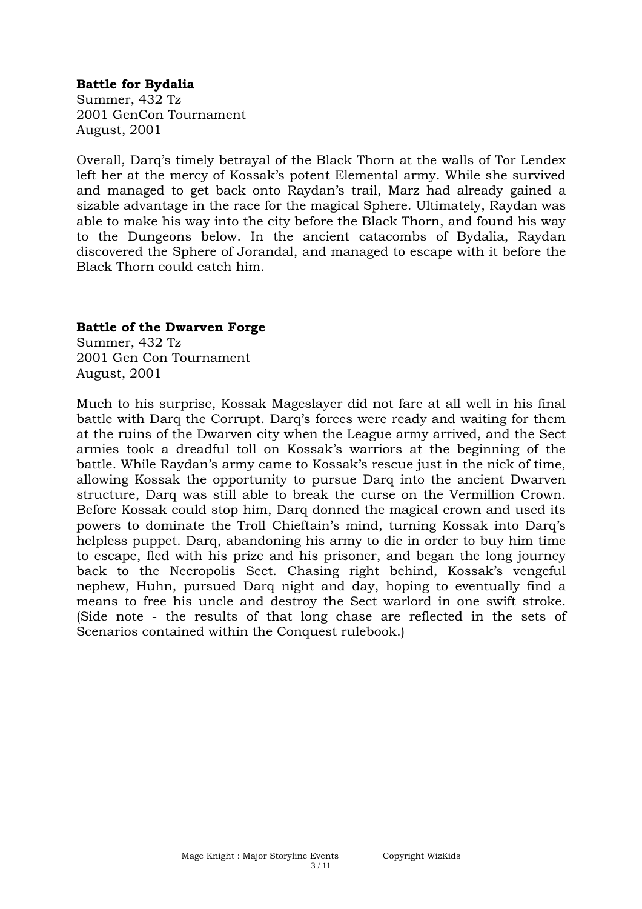**Battle for Bydalia**
Summer, 432 Tz
2001 GenCon Tournament
August, 2001

Overall, Darq's timely betrayal of the Black Thorn at the walls of Tor Lendex left her at the mercy of Kossak's potent Elemental army. While she survived and managed to get back onto Raydan's trail, Marz had already gained a sizable advantage in the race for the magical Sphere. Ultimately, Raydan was able to make his way into the city before the Black Thorn, and found his way to the Dungeons below. In the ancient catacombs of Bydalia, Raydan discovered the Sphere of Jorandal, and managed to escape with it before the Black Thorn could catch him.

**Battle of the Dwarven Forge**
Summer, 432 Tz
2001 Gen Con Tournament
August, 2001

Much to his surprise, Kossak Mageslayer did not fare at all well in his final battle with Darq the Corrupt. Darq's forces were ready and waiting for them at the ruins of the Dwarven city when the League army arrived, and the Sect armies took a dreadful toll on Kossak's warriors at the beginning of the battle. While Raydan's army came to Kossak's rescue just in the nick of time, allowing Kossak the opportunity to pursue Darq into the ancient Dwarven structure, Darq was still able to break the curse on the Vermillion Crown. Before Kossak could stop him, Darq donned the magical crown and used its powers to dominate the Troll Chieftain's mind, turning Kossak into Darq's helpless puppet. Darq, abandoning his army to die in order to buy him time to escape, fled with his prize and his prisoner, and began the long journey back to the Necropolis Sect. Chasing right behind, Kossak's vengeful nephew, Huhn, pursued Darq night and day, hoping to eventually find a means to free his uncle and destroy the Sect warlord in one swift stroke. (Side note - the results of that long chase are reflected in the sets of Scenarios contained within the Conquest rulebook.)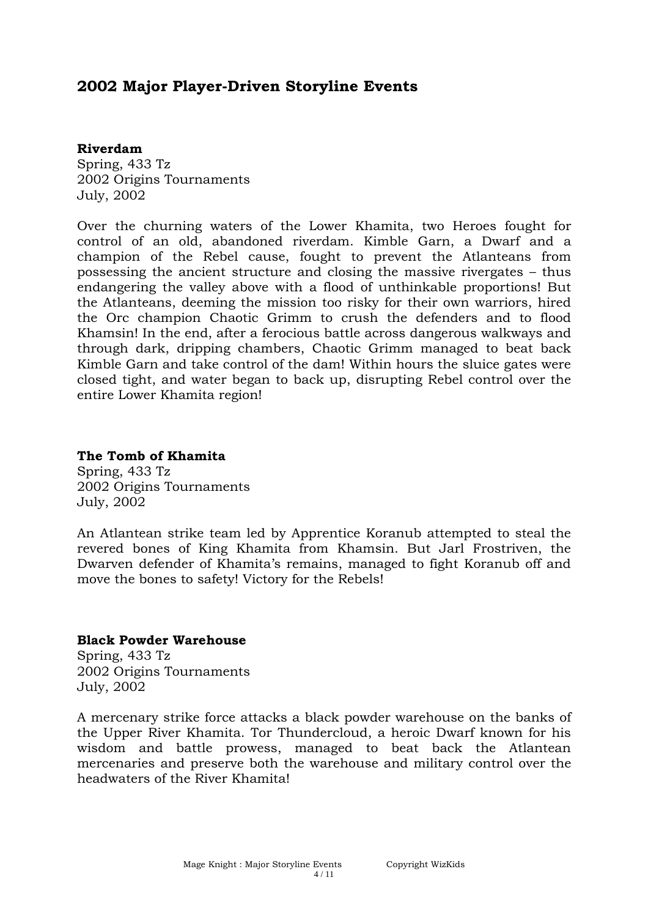## 2002 Major Player-Driven Storyline Events

**Riverdam**
Spring, 433 Tz
2002 Origins Tournaments
July, 2002

Over the churning waters of the Lower Khamita, two Heroes fought for control of an old, abandoned riverdam. Kimble Garn, a Dwarf and a champion of the Rebel cause, fought to prevent the Atlanteans from possessing the ancient structure and closing the massive rivergates – thus endangering the valley above with a flood of unthinkable proportions! But the Atlanteans, deeming the mission too risky for their own warriors, hired the Orc champion Chaotic Grimm to crush the defenders and to flood Khamsin! In the end, after a ferocious battle across dangerous walkways and through dark, dripping chambers, Chaotic Grimm managed to beat back Kimble Garn and take control of the dam! Within hours the sluice gates were closed tight, and water began to back up, disrupting Rebel control over the entire Lower Khamita region!

**The Tomb of Khamita**
Spring, 433 Tz
2002 Origins Tournaments
July, 2002

An Atlantean strike team led by Apprentice Koranub attempted to steal the revered bones of King Khamita from Khamsin. But Jarl Frostriven, the Dwarven defender of Khamita's remains, managed to fight Koranub off and move the bones to safety! Victory for the Rebels!

**Black Powder Warehouse**
Spring, 433 Tz
2002 Origins Tournaments
July, 2002

A mercenary strike force attacks a black powder warehouse on the banks of the Upper River Khamita. Tor Thundercloud, a heroic Dwarf known for his wisdom and battle prowess, managed to beat back the Atlantean mercenaries and preserve both the warehouse and military control over the headwaters of the River Khamita!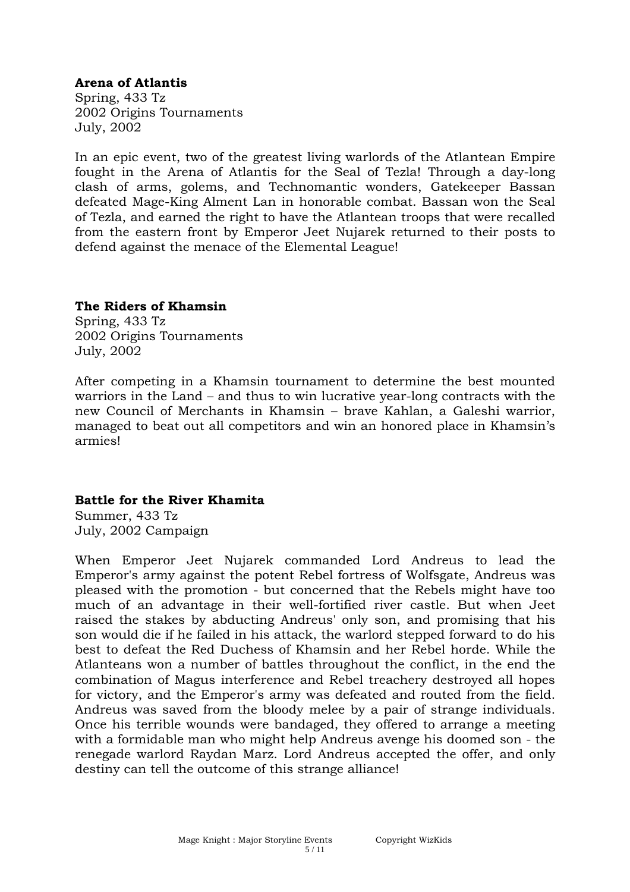**Arena of Atlantis**
Spring, 433 Tz
2002 Origins Tournaments
July, 2002

In an epic event, two of the greatest living warlords of the Atlantean Empire fought in the Arena of Atlantis for the Seal of Tezla! Through a day-long clash of arms, golems, and Technomantic wonders, Gatekeeper Bassan defeated Mage-King Alment Lan in honorable combat. Bassan won the Seal of Tezla, and earned the right to have the Atlantean troops that were recalled from the eastern front by Emperor Jeet Nujarek returned to their posts to defend against the menace of the Elemental League!

**The Riders of Khamsin**
Spring, 433 Tz
2002 Origins Tournaments
July, 2002

After competing in a Khamsin tournament to determine the best mounted warriors in the Land – and thus to win lucrative year-long contracts with the new Council of Merchants in Khamsin – brave Kahlan, a Galeshi warrior, managed to beat out all competitors and win an honored place in Khamsin's armies!

**Battle for the River Khamita**
Summer, 433 Tz
July, 2002 Campaign

When Emperor Jeet Nujarek commanded Lord Andreus to lead the Emperor's army against the potent Rebel fortress of Wolfsgate, Andreus was pleased with the promotion - but concerned that the Rebels might have too much of an advantage in their well-fortified river castle. But when Jeet raised the stakes by abducting Andreus' only son, and promising that his son would die if he failed in his attack, the warlord stepped forward to do his best to defeat the Red Duchess of Khamsin and her Rebel horde. While the Atlanteans won a number of battles throughout the conflict, in the end the combination of Magus interference and Rebel treachery destroyed all hopes for victory, and the Emperor's army was defeated and routed from the field. Andreus was saved from the bloody melee by a pair of strange individuals. Once his terrible wounds were bandaged, they offered to arrange a meeting with a formidable man who might help Andreus avenge his doomed son - the renegade warlord Raydan Marz. Lord Andreus accepted the offer, and only destiny can tell the outcome of this strange alliance!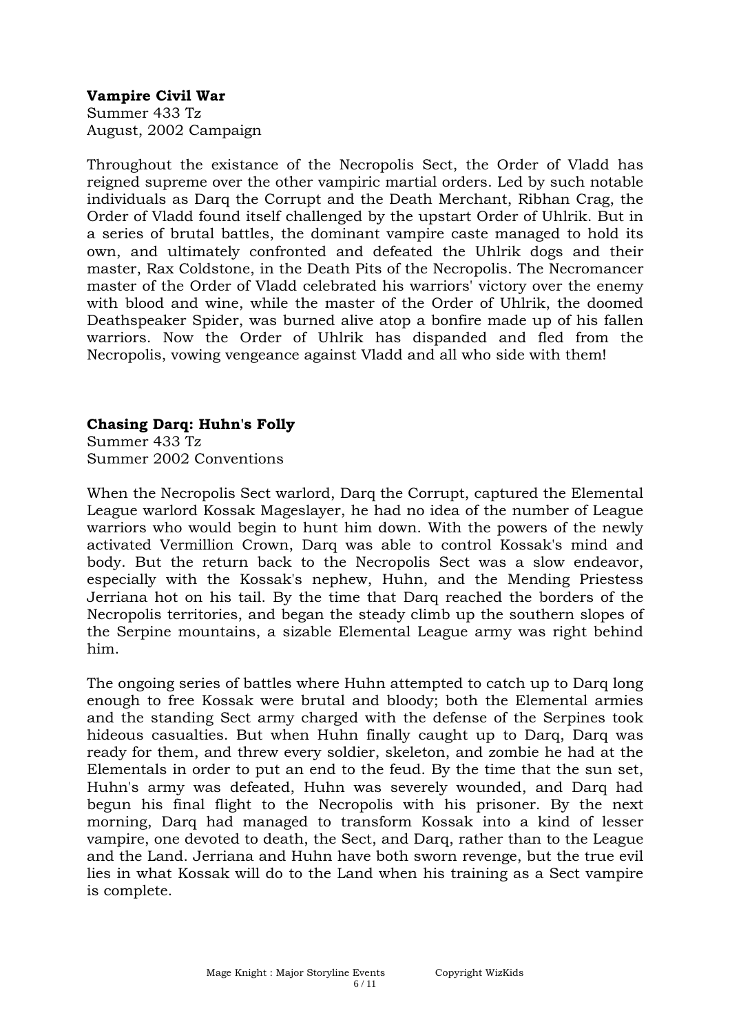**Vampire Civil War**
Summer 433 Tz
August, 2002 Campaign

Throughout the existance of the Necropolis Sect, the Order of Vladd has reigned supreme over the other vampiric martial orders. Led by such notable individuals as Darq the Corrupt and the Death Merchant, Ribhan Crag, the Order of Vladd found itself challenged by the upstart Order of Uhlrik. But in a series of brutal battles, the dominant vampire caste managed to hold its own, and ultimately confronted and defeated the Uhlrik dogs and their master, Rax Coldstone, in the Death Pits of the Necropolis. The Necromancer master of the Order of Vladd celebrated his warriors' victory over the enemy with blood and wine, while the master of the Order of Uhlrik, the doomed Deathspeaker Spider, was burned alive atop a bonfire made up of his fallen warriors. Now the Order of Uhlrik has dispanded and fled from the Necropolis, vowing vengeance against Vladd and all who side with them!

**Chasing Darq: Huhn's Folly**
Summer 433 Tz
Summer 2002 Conventions

When the Necropolis Sect warlord, Darq the Corrupt, captured the Elemental League warlord Kossak Mageslayer, he had no idea of the number of League warriors who would begin to hunt him down. With the powers of the newly activated Vermillion Crown, Darq was able to control Kossak's mind and body. But the return back to the Necropolis Sect was a slow endeavor, especially with the Kossak's nephew, Huhn, and the Mending Priestess Jerriana hot on his tail. By the time that Darq reached the borders of the Necropolis territories, and began the steady climb up the southern slopes of the Serpine mountains, a sizable Elemental League army was right behind him.

The ongoing series of battles where Huhn attempted to catch up to Darq long enough to free Kossak were brutal and bloody; both the Elemental armies and the standing Sect army charged with the defense of the Serpines took hideous casualties. But when Huhn finally caught up to Darq, Darq was ready for them, and threw every soldier, skeleton, and zombie he had at the Elementals in order to put an end to the feud. By the time that the sun set, Huhn's army was defeated, Huhn was severely wounded, and Darq had begun his final flight to the Necropolis with his prisoner. By the next morning, Darq had managed to transform Kossak into a kind of lesser vampire, one devoted to death, the Sect, and Darq, rather than to the League and the Land. Jerriana and Huhn have both sworn revenge, but the true evil lies in what Kossak will do to the Land when his training as a Sect vampire is complete.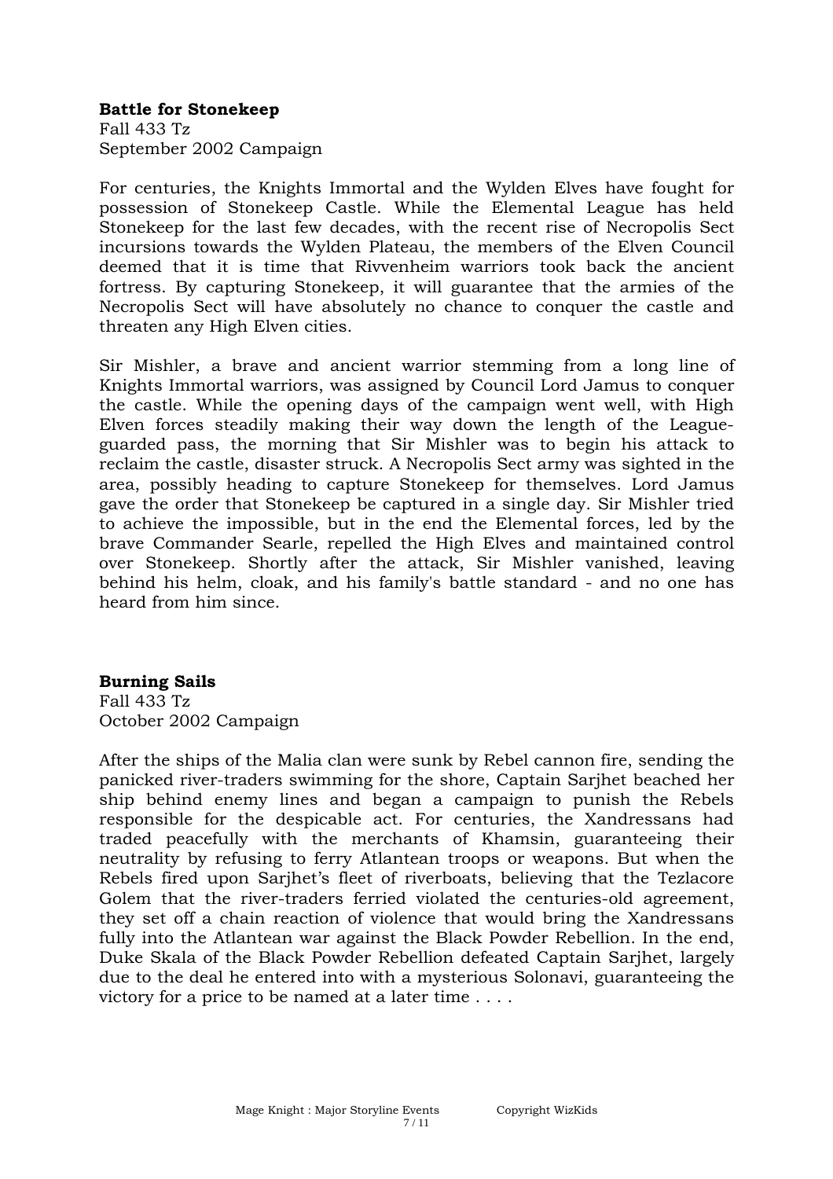**Battle for Stonekeep**
Fall 433 Tz
September 2002 Campaign

For centuries, the Knights Immortal and the Wylden Elves have fought for possession of Stonekeep Castle. While the Elemental League has held Stonekeep for the last few decades, with the recent rise of Necropolis Sect incursions towards the Wylden Plateau, the members of the Elven Council deemed that it is time that Rivvenheim warriors took back the ancient fortress. By capturing Stonekeep, it will guarantee that the armies of the Necropolis Sect will have absolutely no chance to conquer the castle and threaten any High Elven cities.

Sir Mishler, a brave and ancient warrior stemming from a long line of Knights Immortal warriors, was assigned by Council Lord Jamus to conquer the castle. While the opening days of the campaign went well, with High Elven forces steadily making their way down the length of the League-guarded pass, the morning that Sir Mishler was to begin his attack to reclaim the castle, disaster struck. A Necropolis Sect army was sighted in the area, possibly heading to capture Stonekeep for themselves. Lord Jamus gave the order that Stonekeep be captured in a single day. Sir Mishler tried to achieve the impossible, but in the end the Elemental forces, led by the brave Commander Searle, repelled the High Elves and maintained control over Stonekeep. Shortly after the attack, Sir Mishler vanished, leaving behind his helm, cloak, and his family's battle standard - and no one has heard from him since.

**Burning Sails**
Fall 433 Tz
October 2002 Campaign

After the ships of the Malia clan were sunk by Rebel cannon fire, sending the panicked river-traders swimming for the shore, Captain Sarjhet beached her ship behind enemy lines and began a campaign to punish the Rebels responsible for the despicable act. For centuries, the Xandressans had traded peacefully with the merchants of Khamsin, guaranteeing their neutrality by refusing to ferry Atlantean troops or weapons. But when the Rebels fired upon Sarjhet's fleet of riverboats, believing that the Tezlacore Golem that the river-traders ferried violated the centuries-old agreement, they set off a chain reaction of violence that would bring the Xandressans fully into the Atlantean war against the Black Powder Rebellion. In the end, Duke Skala of the Black Powder Rebellion defeated Captain Sarjhet, largely due to the deal he entered into with a mysterious Solonavi, guaranteeing the victory for a price to be named at a later time . . . .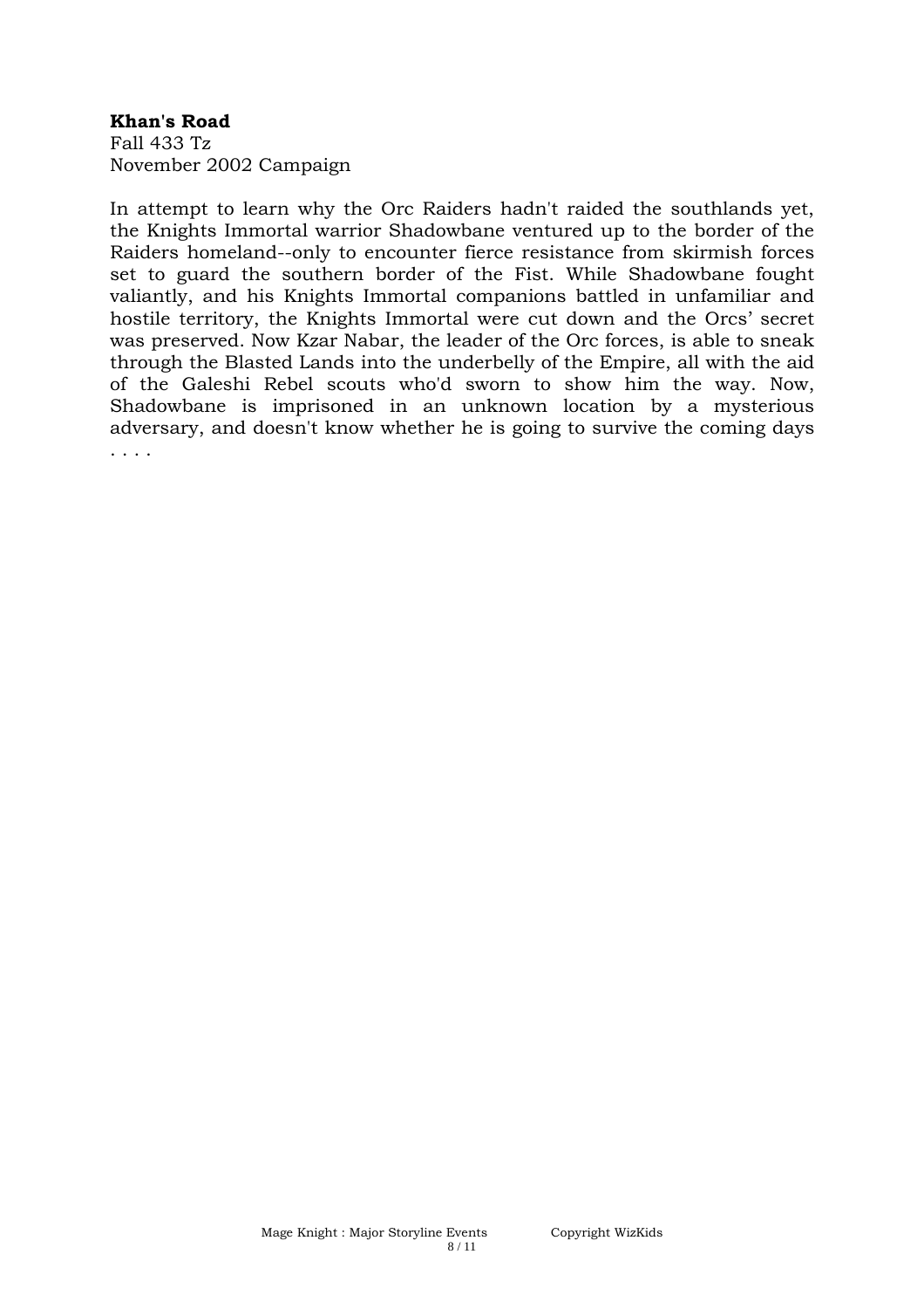**Khan's Road**
Fall 433 Tz
November 2002 Campaign

In attempt to learn why the Orc Raiders hadn't raided the southlands yet, the Knights Immortal warrior Shadowbane ventured up to the border of the Raiders homeland--only to encounter fierce resistance from skirmish forces set to guard the southern border of the Fist. While Shadowbane fought valiantly, and his Knights Immortal companions battled in unfamiliar and hostile territory, the Knights Immortal were cut down and the Orcs' secret was preserved. Now Kzar Nabar, the leader of the Orc forces, is able to sneak through the Blasted Lands into the underbelly of the Empire, all with the aid of the Galeshi Rebel scouts who'd sworn to show him the way. Now, Shadowbane is imprisoned in an unknown location by a mysterious adversary, and doesn't know whether he is going to survive the coming days . . . .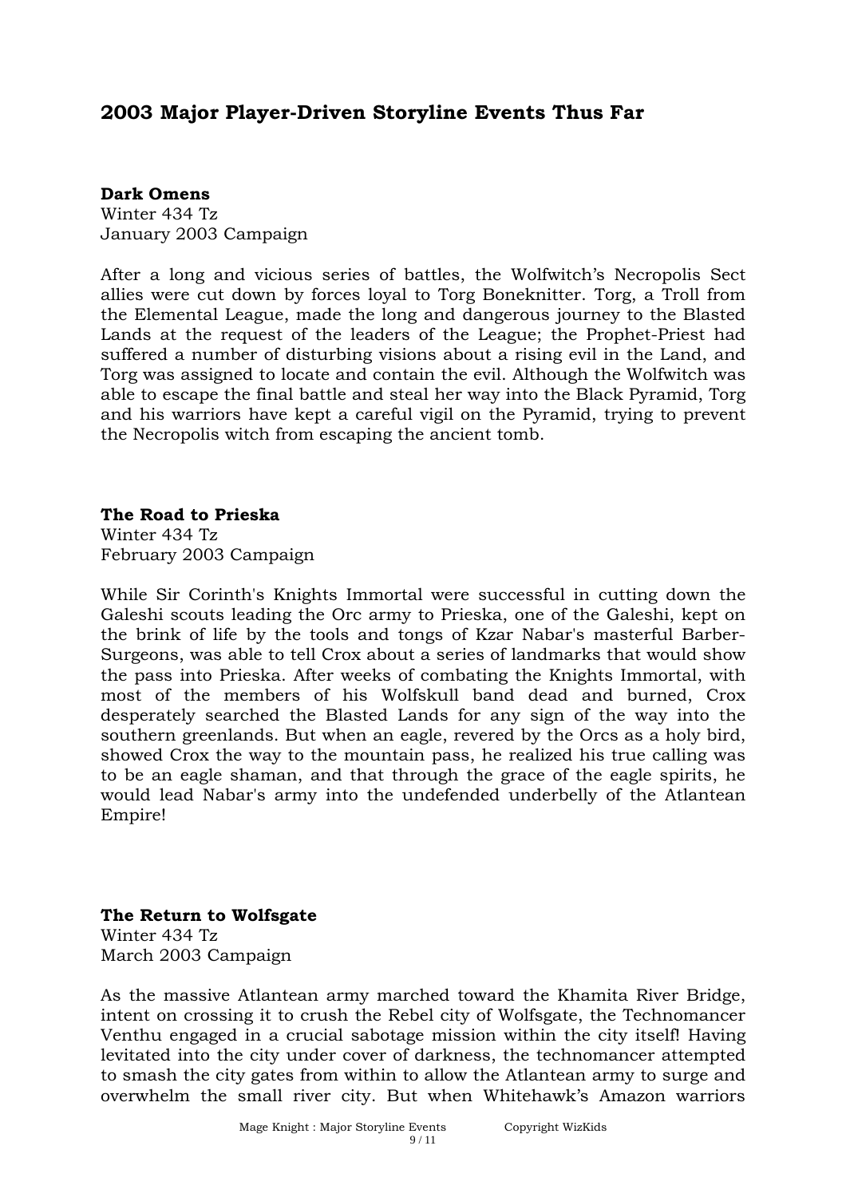## 2003 Major Player-Driven Storyline Events Thus Far

**Dark Omens**
Winter 434 Tz
January 2003 Campaign

After a long and vicious series of battles, the Wolfwitch's Necropolis Sect allies were cut down by forces loyal to Torg Boneknitter. Torg, a Troll from the Elemental League, made the long and dangerous journey to the Blasted Lands at the request of the leaders of the League; the Prophet-Priest had suffered a number of disturbing visions about a rising evil in the Land, and Torg was assigned to locate and contain the evil. Although the Wolfwitch was able to escape the final battle and steal her way into the Black Pyramid, Torg and his warriors have kept a careful vigil on the Pyramid, trying to prevent the Necropolis witch from escaping the ancient tomb.

**The Road to Prieska**
Winter 434 Tz
February 2003 Campaign

While Sir Corinth's Knights Immortal were successful in cutting down the Galeshi scouts leading the Orc army to Prieska, one of the Galeshi, kept on the brink of life by the tools and tongs of Kzar Nabar's masterful Barber-Surgeons, was able to tell Crox about a series of landmarks that would show the pass into Prieska. After weeks of combating the Knights Immortal, with most of the members of his Wolfskull band dead and burned, Crox desperately searched the Blasted Lands for any sign of the way into the southern greenlands. But when an eagle, revered by the Orcs as a holy bird, showed Crox the way to the mountain pass, he realized his true calling was to be an eagle shaman, and that through the grace of the eagle spirits, he would lead Nabar's army into the undefended underbelly of the Atlantean Empire!

**The Return to Wolfsgate**
Winter 434 Tz
March 2003 Campaign

As the massive Atlantean army marched toward the Khamita River Bridge, intent on crossing it to crush the Rebel city of Wolfsgate, the Technomancer Venthu engaged in a crucial sabotage mission within the city itself! Having levitated into the city under cover of darkness, the technomancer attempted to smash the city gates from within to allow the Atlantean army to surge and overwhelm the small river city. But when Whitehawk's Amazon warriors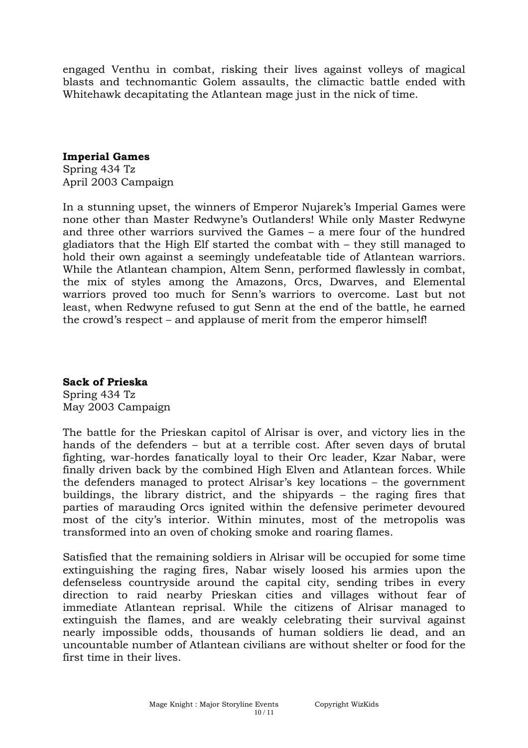engaged Venthu in combat, risking their lives against volleys of magical blasts and technomantic Golem assaults, the climactic battle ended with Whitehawk decapitating the Atlantean mage just in the nick of time.

**Imperial Games**
Spring 434 Tz
April 2003 Campaign

In a stunning upset, the winners of Emperor Nujarek's Imperial Games were none other than Master Redwyne's Outlanders! While only Master Redwyne and three other warriors survived the Games – a mere four of the hundred gladiators that the High Elf started the combat with – they still managed to hold their own against a seemingly undefeatable tide of Atlantean warriors. While the Atlantean champion, Altem Senn, performed flawlessly in combat, the mix of styles among the Amazons, Orcs, Dwarves, and Elemental warriors proved too much for Senn's warriors to overcome. Last but not least, when Redwyne refused to gut Senn at the end of the battle, he earned the crowd's respect – and applause of merit from the emperor himself!

**Sack of Prieska**
Spring 434 Tz
May 2003 Campaign

The battle for the Prieskan capitol of Alrisar is over, and victory lies in the hands of the defenders – but at a terrible cost. After seven days of brutal fighting, war-hordes fanatically loyal to their Orc leader, Kzar Nabar, were finally driven back by the combined High Elven and Atlantean forces. While the defenders managed to protect Alrisar's key locations – the government buildings, the library district, and the shipyards – the raging fires that parties of marauding Orcs ignited within the defensive perimeter devoured most of the city's interior. Within minutes, most of the metropolis was transformed into an oven of choking smoke and roaring flames.

Satisfied that the remaining soldiers in Alrisar will be occupied for some time extinguishing the raging fires, Nabar wisely loosed his armies upon the defenseless countryside around the capital city, sending tribes in every direction to raid nearby Prieskan cities and villages without fear of immediate Atlantean reprisal. While the citizens of Alrisar managed to extinguish the flames, and are weakly celebrating their survival against nearly impossible odds, thousands of human soldiers lie dead, and an uncountable number of Atlantean civilians are without shelter or food for the first time in their lives.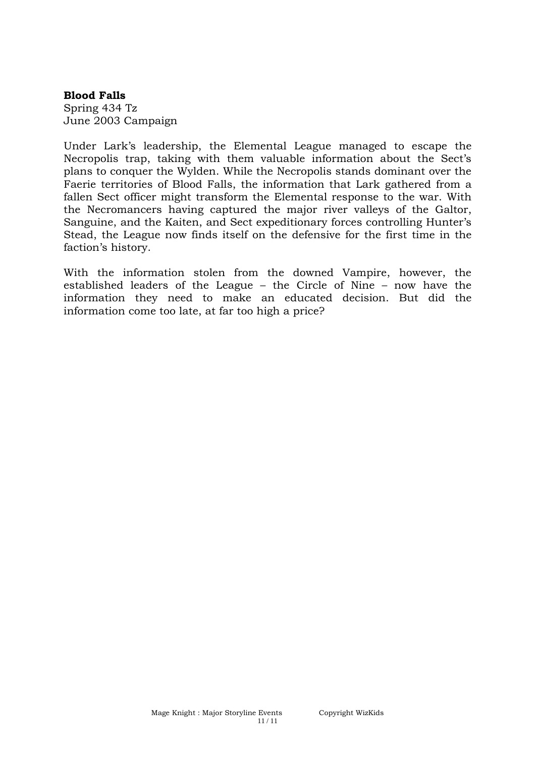**Blood Falls**
Spring 434 Tz
June 2003 Campaign

Under Lark's leadership, the Elemental League managed to escape the Necropolis trap, taking with them valuable information about the Sect's plans to conquer the Wylden. While the Necropolis stands dominant over the Faerie territories of Blood Falls, the information that Lark gathered from a fallen Sect officer might transform the Elemental response to the war. With the Necromancers having captured the major river valleys of the Galtor, Sanguine, and the Kaiten, and Sect expeditionary forces controlling Hunter's Stead, the League now finds itself on the defensive for the first time in the faction's history.

With the information stolen from the downed Vampire, however, the established leaders of the League – the Circle of Nine – now have the information they need to make an educated decision. But did the information come too late, at far too high a price?